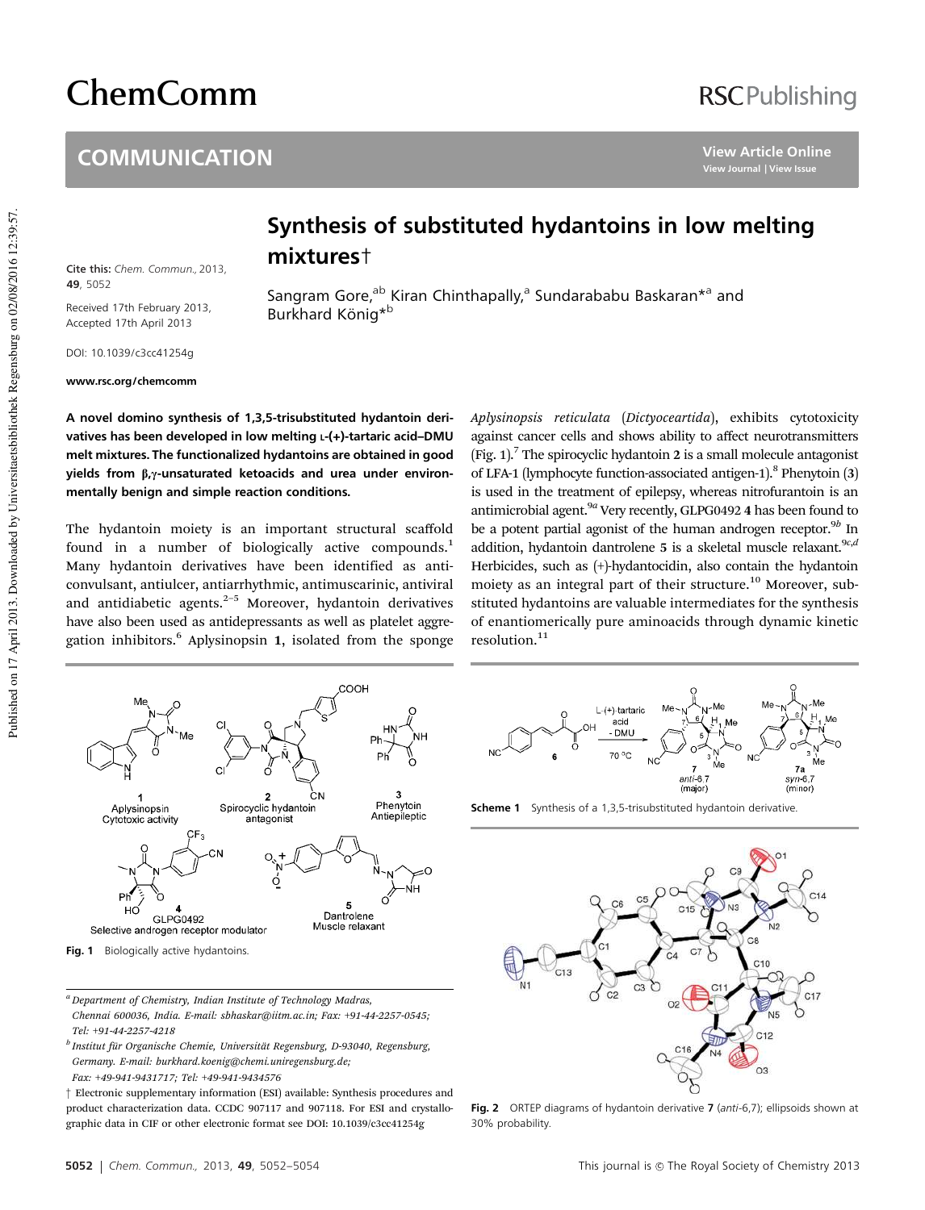# Synthesis of substituted hydantoins in low melting mixtures†

Cite this: *Chem. Commun.*, 2013, **49**, 5052

Received 17th February 2013, Accepted 17th April 2013

DOI: 10.1039/c3cc41254g

www.rsc.org/chemcomm

Sangram Gore,[ab] Kiran Chinthapally,[a] Sundarababu Baskaran*[a] and Burkhard König*[b]

**A novel domino synthesis of 1,3,5-trisubstituted hydantoin derivatives has been developed in low melting L-(+)-tartaric acid–DMU melt mixtures. The functionalized hydantoins are obtained in good yields from β,γ-unsaturated ketoacids and urea under environmentally benign and simple reaction conditions.**

The hydantoin moiety is an important structural scaffold found in a number of biologically active compounds.[1] Many hydantoin derivatives have been identified as anticonvulsant, antiulcer, antiarrhythmic, antimuscarinic, antiviral and antidiabetic agents.[2–5] Moreover, hydantoin derivatives have also been used as antidepressants as well as platelet aggregation inhibitors.[6] Aplysinopsin **1**, isolated from the sponge *Aplysinopsis reticulata* (*Dictyoceartida*), exhibits cytotoxicity against cancer cells and shows ability to affect neurotransmitters (Fig. 1).[7] The spirocyclic hydantoin **2** is a small molecule antagonist of LFA-1 (lymphocyte function-associated antigen-1).[8] Phenytoin (**3**) is used in the treatment of epilepsy, whereas nitrofurantoin is an antimicrobial agent.[9a] Very recently, GLPG0492 **4** has been found to be a potent partial agonist of the human androgen receptor.[9b] In addition, hydantoin dantrolene **5** is a skeletal muscle relaxant.[9c,d] Herbicides, such as (+)-hydantocidin, also contain the hydantoin moiety as an integral part of their structure.[10] Moreover, substituted hydantoins are valuable intermediates for the synthesis of enantiomerically pure aminoacids through dynamic kinetic resolution.[11]

**Fig. 1** Biologically active hydantoins.

**Scheme 1** Synthesis of a 1,3,5-trisubstituted hydantoin derivative.

**Fig. 2** ORTEP diagrams of hydantoin derivative **7** (*anti*-6,7); ellipsoids shown at 30% probability.

[a] Department of Chemistry, Indian Institute of Technology Madras, Chennai 600036, India. E-mail: sbhaskar@iitm.ac.in; Fax: +91-44-2257-0545; Tel: +91-44-2257-4218

[b] Institut für Organische Chemie, Universität Regensburg, D-93040, Regensburg, Germany. E-mail: burkhard.koenig@chemi.uniregensburg.de; Fax: +49-941-9431717; Tel: +49-941-9434576

† Electronic supplementary information (ESI) available: Synthesis procedures and product characterization data. CCDC 907117 and 907118. For ESI and crystallographic data in CIF or other electronic format see DOI: 10.1039/c3cc41254g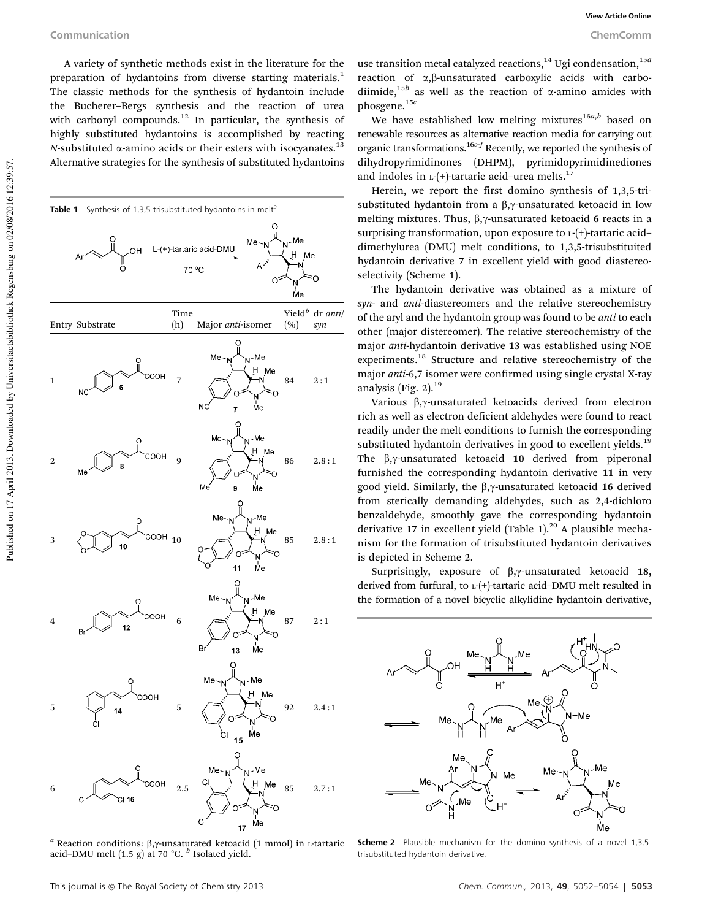A variety of synthetic methods exist in the literature for the preparation of hydantoins from diverse starting materials.[1] The classic methods for the synthesis of hydantoin include the Bucherer–Bergs synthesis and the reaction of urea with carbonyl compounds.[12] In particular, the synthesis of highly substituted hydantoins is accomplished by reacting *N*-substituted α-amino acids or their esters with isocyanates.[13] Alternative strategies for the synthesis of substituted hydantoins use transition metal catalyzed reactions,[14] Ugi condensation,[15a] reaction of α,β-unsaturated carboxylic acids with carbodiimide,[15b] as well as the reaction of α-amino amides with phosgene.[15c]

We have established low melting mixtures[16a,b] based on renewable resources as alternative reaction media for carrying out organic transformations.[16c–f] Recently, we reported the synthesis of dihydropyrimidinones (DHPM), pyrimidopyrimidinediones and indoles in L-(+)-tartaric acid–urea melts.[17]

Herein, we report the first domino synthesis of 1,3,5-trisubstituted hydantoin from a β,γ-unsaturated ketoacid in low melting mixtures. Thus, β,γ-unsaturated ketoacid **6** reacts in a surprising transformation, upon exposure to L-(+)-tartaric acid–dimethylurea (DMU) melt conditions, to 1,3,5-trisubstituited hydantoin derivative **7** in excellent yield with good diastereoselectivity (Scheme 1).

The hydantoin derivative was obtained as a mixture of *syn*- and *anti*-diastereomers and the relative stereochemistry of the aryl and the hydantoin group was found to be *anti* to each other (major distereomer). The relative stereochemistry of the major *anti*-hydantoin derivative **13** was established using NOE experiments.[18] Structure and relative stereochemistry of the major *anti*-6,7 isomer were confirmed using single crystal X-ray analysis (Fig. 2).[19]

Various β,γ-unsaturated ketoacids derived from electron rich as well as electron deficient aldehydes were found to react readily under the melt conditions to furnish the corresponding substituted hydantoin derivatives in good to excellent yields.[19] The β,γ-unsaturated ketoacid **10** derived from piperonal furnished the corresponding hydantoin derivative **11** in very good yield. Similarly, the β,γ-unsaturated ketoacid **16** derived from sterically demanding aldehydes, such as 2,4-dichloro benzaldehyde, smoothly gave the corresponding hydantoin derivative **17** in excellent yield (Table 1).[20] A plausible mechanism for the formation of trisubstituted hydantoin derivatives is depicted in Scheme 2.

Surprisingly, exposure of β,γ-unsaturated ketoacid **18**, derived from furfural, to L-(+)-tartaric acid–DMU melt resulted in the formation of a novel bicyclic alkylidine hydantoin derivative,

**Table 1** Synthesis of 1,3,5-trisubstituted hydantoins in melt[a]

Ar–CH=CH–CO–COOH → (L-(+)-tartaric acid-DMU, 70 °C) → 1,3,5-trisubstituted hydantoin

| Entry | Substrate | Time (h) | Major *anti*-isomer | Yield[b] (%) | dr *anti*/*syn* |
|---|---|---|---|---|---|
| 1 | **6** (Ar = 4-NC-C$_6$H$_4$) | 7 | **7** | 84 | 2 : 1 |
| 2 | **8** (Ar = 4-Me-C$_6$H$_4$) | 9 | **9** | 86 | 2.8 : 1 |
| 3 | **10** (Ar = 3,4-methylenedioxyphenyl) | 10 | **11** | 85 | 2.8 : 1 |
| 4 | **12** (Ar = 4-Br-C$_6$H$_4$) | 6 | **13** | 87 | 2 : 1 |
| 5 | **14** (Ar = 3-Cl-C$_6$H$_4$) | 5 | **15** | 92 | 2.4 : 1 |
| 6 | **16** (Ar = 2,4-Cl$_2$-C$_6$H$_3$) | 2.5 | **17** | 85 | 2.7 : 1 |

[a] Reaction conditions: β,γ-unsaturated ketoacid (1 mmol) in L-tartaric acid–DMU melt (1.5 g) at 70 °C. [b] Isolated yield.

**Scheme 2** Plausible mechanism for the domino synthesis of a novel 1,3,5-trisubstituted hydantoin derivative.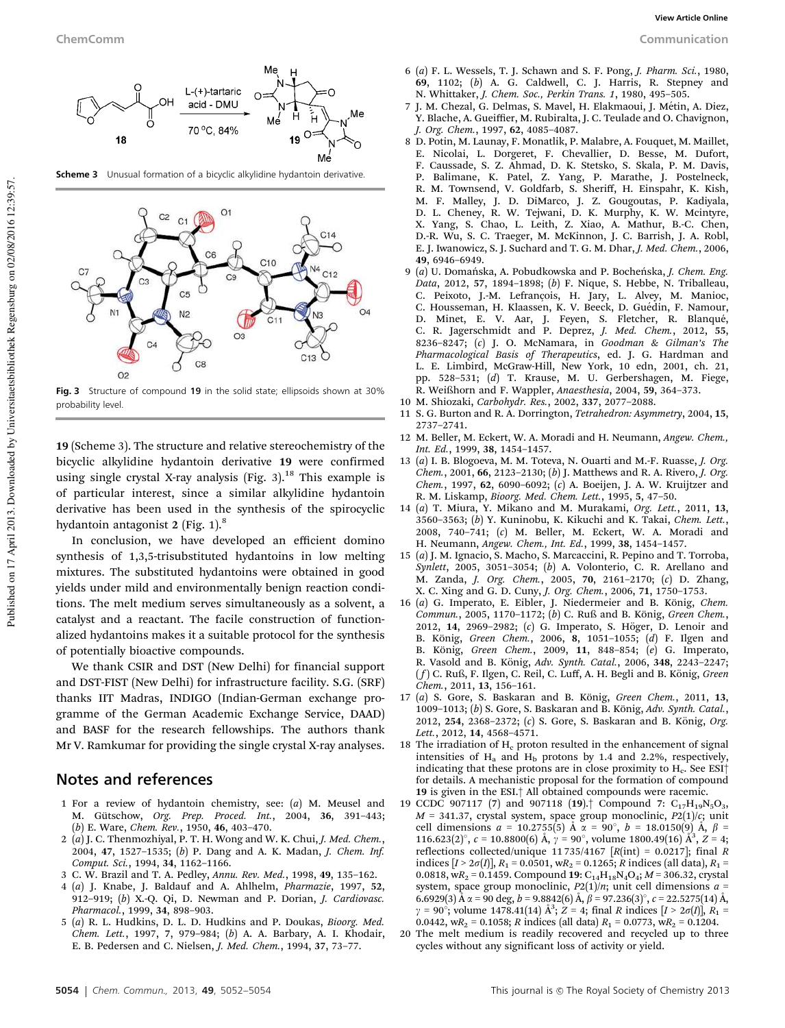Scheme 3 Unusual formation of a bicyclic alkylidine hydantoin derivative.

Fig. 3 Structure of compound **19** in the solid state; ellipsoids shown at 30% probability level.

**19** (Scheme 3). The structure and relative stereochemistry of the bicyclic alkylidine hydantoin derivative **19** were confirmed using single crystal X-ray analysis (Fig. 3).[18] This example is of particular interest, since a similar alkylidine hydantoin derivative has been used in the synthesis of the spirocyclic hydantoin antagonist **2** (Fig. 1).[8]

In conclusion, we have developed an efficient domino synthesis of 1,3,5-trisubstituted hydantoins in low melting mixtures. The substituted hydantoins were obtained in good yields under mild and environmentally benign reaction conditions. The melt medium serves simultaneously as a solvent, a catalyst and a reactant. The facile construction of functionalized hydantoins makes it a suitable protocol for the synthesis of potentially bioactive compounds.

We thank CSIR and DST (New Delhi) for financial support and DST-FIST (New Delhi) for infrastructure facility. S.G. (SRF) thanks IIT Madras, INDIGO (Indian-German exchange programme of the German Academic Exchange Service, DAAD) and BASF for the research fellowships. The authors thank Mr V. Ramkumar for providing the single crystal X-ray analyses.

## Notes and references

1 For a review of hydantoin chemistry, see: (*a*) M. Meusel and M. Gütschow, *Org. Prep. Proced. Int.*, 2004, **36**, 391–443; (*b*) E. Ware, *Chem. Rev.*, 1950, **46**, 403–470.

2 (*a*) J. C. Thenmozhiyal, P. T. H. Wong and W. K. Chui, *J. Med. Chem.*, 2004, **47**, 1527–1535; (*b*) P. Dang and A. K. Madan, *J. Chem. Inf. Comput. Sci.*, 1994, **34**, 1162–1166.

3 C. W. Brazil and T. A. Pedley, *Annu. Rev. Med.*, 1998, **49**, 135–162.

4 (*a*) J. Knabe, J. Baldauf and A. Ahlhelm, *Pharmazie*, 1997, **52**, 912–919; (*b*) X.-Q. Qi, D. Newman and P. Dorian, *J. Cardiovasc. Pharmacol.*, 1999, **34**, 898–903.

5 (*a*) R. L. Hudkins, D. L. D. Hudkins and P. Doukas, *Bioorg. Med. Chem. Lett.*, 1997, **7**, 979–984; (*b*) A. A. Barbary, A. I. Khodair, E. B. Pedersen and C. Nielsen, *J. Med. Chem.*, 1994, **37**, 73–77.

6 (*a*) F. L. Wessels, T. J. Schawn and S. F. Pong, *J. Pharm. Sci.*, 1980, **69**, 1102; (*b*) A. G. Caldwell, C. J. Harris, R. Stepney and N. Whittaker, *J. Chem. Soc., Perkin Trans. 1*, 1980, 495–505.

7 J. M. Chezal, G. Delmas, S. Mavel, H. Elakmaoui, J. Métin, A. Diez, Y. Blache, A. Gueiffier, M. Rubiralta, J. C. Teulade and O. Chavignon, *J. Org. Chem.*, 1997, **62**, 4085–4087.

8 D. Potin, M. Launay, F. Monatlik, P. Malabre, A. Fouquet, M. Maillet, E. Nicolai, L. Dorgeret, F. Chevallier, D. Besse, M. Dufort, F. Caussade, S. Z. Ahmad, D. K. Stetsko, S. Skala, P. M. Davis, P. Balimane, K. Patel, Z. Yang, P. Marathe, J. Postelneck, R. M. Townsend, V. Goldfarb, S. Sheriff, H. Einspahr, K. Kish, M. F. Malley, J. D. DiMarco, J. Z. Gougoutas, P. Kadiyala, D. L. Cheney, R. W. Tejwani, D. K. Murphy, K. W. Mcintyre, X. Yang, S. Chao, L. Leith, Z. Xiao, A. Mathur, B.-C. Chen, D.-R. Wu, S. C. Traeger, M. McKinnon, J. C. Barrish, J. A. Robl, E. J. Iwanowicz, S. J. Suchard and T. G. M. Dhar, *J. Med. Chem.*, 2006, **49**, 6946–6949.

9 (*a*) U. Domańska, A. Pobudkowska and P. Bocheńska, *J. Chem. Eng. Data*, 2012, **57**, 1894–1898; (*b*) F. Nique, S. Hebbe, N. Triballeau, C. Peixoto, J.-M. Lefrançois, H. Jary, L. Alvey, M. Manioc, C. Housseman, H. Klaassen, K. V. Beeck, D. Guédin, F. Namour, D. Minet, E. V. Aar, J. Feyen, S. Fletcher, R. Blanqué, C. R. Jagerschmidt and P. Deprez, *J. Med. Chem.*, 2012, **55**, 8236–8247; (*c*) J. O. McNamara, in *Goodman & Gilman's The Pharmacological Basis of Therapeutics*, ed. J. G. Hardman and L. E. Limbird, McGraw-Hill, New York, 10 edn, 2001, ch. 21, pp. 528–531; (*d*) T. Krause, M. U. Gerbershagen, M. Fiege, R. Weißhorn and F. Wappler, *Anaesthesia*, 2004, **59**, 364–373.

10 M. Shiozaki, *Carbohydr. Res.*, 2002, **337**, 2077–2088.

11 S. G. Burton and R. A. Dorrington, *Tetrahedron: Asymmetry*, 2004, **15**, 2737–2741.

12 M. Beller, M. Eckert, W. A. Moradi and H. Neumann, *Angew. Chem., Int. Ed.*, 1999, **38**, 1454–1457.

13 (*a*) I. B. Blogoeva, M. M. Toteva, N. Ouarti and M.-F. Ruasse, *J. Org. Chem.*, 2001, **66**, 2123–2130; (*b*) J. Matthews and R. A. Rivero, *J. Org. Chem.*, 1997, **62**, 6090–6092; (*c*) A. Boeijen, J. A. W. Kruijtzer and R. M. Liskamp, *Bioorg. Med. Chem. Lett.*, 1995, **5**, 47–50.

14 (*a*) T. Miura, Y. Mikano and M. Murakami, *Org. Lett.*, 2011, **13**, 3560–3563; (*b*) Y. Kuninobu, K. Kikuchi and K. Takai, *Chem. Lett.*, 2008, 740–741; (*c*) M. Beller, M. Eckert, W. A. Moradi and H. Neumann, *Angew. Chem., Int. Ed.*, 1999, **38**, 1454–1457.

15 (*a*) J. M. Ignacio, S. Macho, S. Marcaccini, R. Pepino and T. Torroba, *Synlett*, 2005, 3051–3054; (*b*) A. Volonterio, C. R. Arellano and M. Zanda, *J. Org. Chem.*, 2005, **70**, 2161–2170; (*c*) D. Zhang, X. C. Xing and G. D. Cuny, *J. Org. Chem.*, 2006, **71**, 1750–1753.

16 (*a*) G. Imperato, E. Eibler, J. Niedermeier and B. König, *Chem. Commun.*, 2005, 1170–1172; (*b*) C. Ruß and B. König, *Green Chem.*, 2012, **14**, 2969–2982; (*c*) G. Imperato, S. Höger, D. Lenoir and B. König, *Green Chem.*, 2006, **8**, 1051–1055; (*d*) F. Ilgen and B. König, *Green Chem.*, 2009, **11**, 848–854; (*e*) G. Imperato, R. Vasold and B. König, *Adv. Synth. Catal.*, 2006, **348**, 2243–2247; (*f*) C. Ruß, F. Ilgen, C. Reil, C. Luff, A. H. Begli and B. König, *Green Chem.*, 2011, **13**, 156–161.

17 (*a*) S. Gore, S. Baskaran and B. König, *Green Chem.*, 2011, **13**, 1009–1013; (*b*) S. Gore, S. Baskaran and B. König, *Adv. Synth. Catal.*, 2012, **254**, 2368–2372; (*c*) S. Gore, S. Baskaran and B. König, *Org. Lett.*, 2012, **14**, 4568–4571.

18 The irradiation of $H_c$ proton resulted in the enhancement of signal intensities of $H_a$ and $H_b$ protons by 1.4 and 2.2%, respectively, indicating that these protons are in close proximity to $H_c$. See ESI† for details. A mechanistic proposal for the formation of compound **19** is given in the ESI.† All obtained compounds were racemic.

19 CCDC 907117 (**7**) and 907118 (**19**).† Compound **7**: $C_{17}H_{19}N_5O_3$, $M$ = 341.37, crystal system, space group monoclinic, $P2(1)/c$; unit cell dimensions $a$ = 10.2755(5) Å $\alpha$ = 90°, $b$ = 18.0150(9) Å, $\beta$ = 116.623(2)°, $c$ = 10.8800(6) Å, $\gamma$ = 90°, volume 1800.49(16) Å$^3$, $Z$ = 4; reflections collected/unique 11 735/4167 [$R$(int) = 0.0217]; final $R$ indices [$I > 2\sigma(I)$], $R_1$ = 0.0501, w$R_2$ = 0.1265; $R$ indices (all data), $R_1$ = 0.0818, w$R_2$ = 0.1459. Compound **19**: $C_{14}H_{18}N_4O_4$; $M$ = 306.32, crystal system, space group monoclinic, $P2(1)/n$; unit cell dimensions $a$ = 6.6929(3) Å $\alpha$ = 90 deg, $b$ = 9.8842(6) Å, $\beta$ = 97.236(3)°, $c$ = 22.5275(14) Å, $\gamma$ = 90°; volume 1478.41(14) Å$^3$; $Z$ = 4; final $R$ indices [$I > 2\sigma(I)$], $R_1$ = 0.0442, w$R_2$ = 0.1058; $R$ indices (all data) $R_1$ = 0.0773, w$R_2$ = 0.1204.

20 The melt medium is readily recovered and recycled up to three cycles without any significant loss of activity or yield.